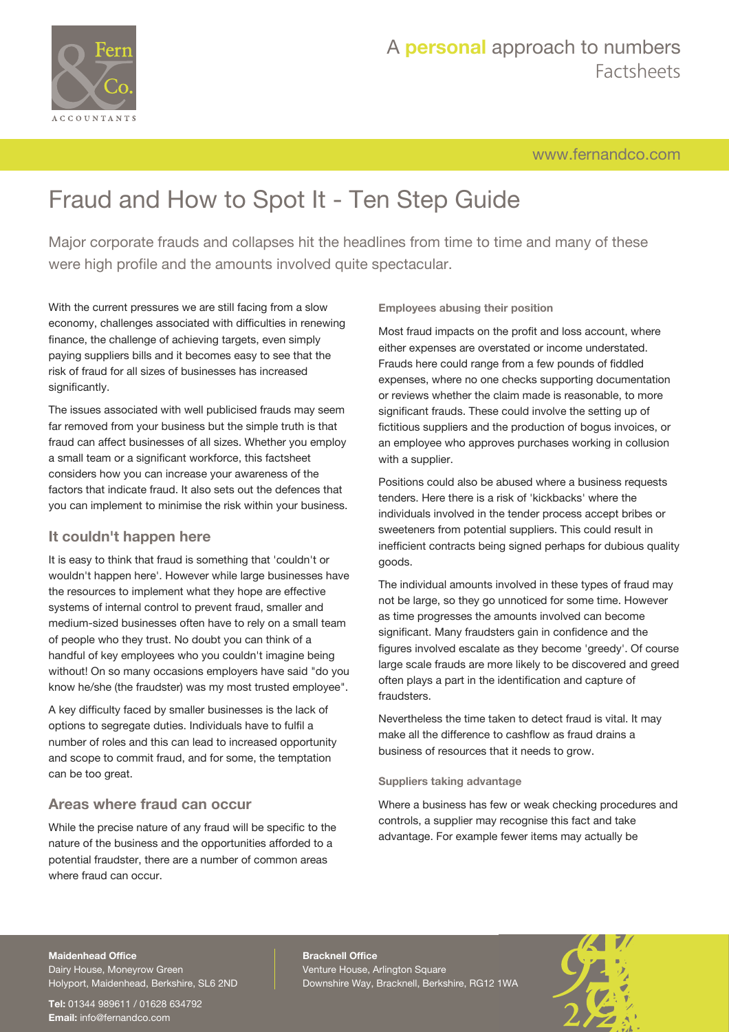# Fraud and How to Spot It - Ten Step Guide

Major corporate frauds and collapses hit the headlines from time to time and many of these were high profile and the amounts involved quite spectacular.

With the current pressures we are still facing from a slow economy, challenges associated with difficulties in renewing finance, the challenge of achieving targets, even simply paying suppliers bills and it becomes easy to see that the risk of fraud for all sizes of businesses has increased significantly.

The issues associated with well publicised frauds may seem far removed from your business but the simple truth is that fraud can affect businesses of all sizes. Whether you employ a small team or a significant workforce, this factsheet considers how you can increase your awareness of the factors that indicate fraud. It also sets out the defences that you can implement to minimise the risk within your business.

## It couldn't happen here

It is easy to think that fraud is something that 'couldn't or wouldn't happen here'. However while large businesses have the resources to implement what they hope are effective systems of internal control to prevent fraud, smaller and medium-sized businesses often have to rely on a small team of people who they trust. No doubt you can think of a handful of key employees who you couldn't imagine being without! On so many occasions employers have said "do you know he/she (the fraudster) was my most trusted employee".

A key difficulty faced by smaller businesses is the lack of options to segregate duties. Individuals have to fulfil a number of roles and this can lead to increased opportunity and scope to commit fraud, and for some, the temptation can be too great.

## Areas where fraud can occur

While the precise nature of any fraud will be specific to the nature of the business and the opportunities afforded to a potential fraudster, there are a number of common areas where fraud can occur.

### Employees abusing their position

Most fraud impacts on the profit and loss account, where either expenses are overstated or income understated. Frauds here could range from a few pounds of fiddled expenses, where no one checks supporting documentation or reviews whether the claim made is reasonable, to more significant frauds. These could involve the setting up of fictitious suppliers and the production of bogus invoices, or an employee who approves purchases working in collusion with a supplier.

Positions could also be abused where a business requests tenders. Here there is a risk of 'kickbacks' where the individuals involved in the tender process accept bribes or sweeteners from potential suppliers. This could result in inefficient contracts being signed perhaps for dubious quality goods.

The individual amounts involved in these types of fraud may not be large, so they go unnoticed for some time. However as time progresses the amounts involved can become significant. Many fraudsters gain in confidence and the figures involved escalate as they become 'greedy'. Of course large scale frauds are more likely to be discovered and greed often plays a part in the identification and capture of fraudsters.

Nevertheless the time taken to detect fraud is vital. It may make all the difference to cashflow as fraud drains a business of resources that it needs to grow.

### Suppliers taking advantage

Where a business has few or weak checking procedures and controls, a supplier may recognise this fact and take advantage. For example fewer items may actually be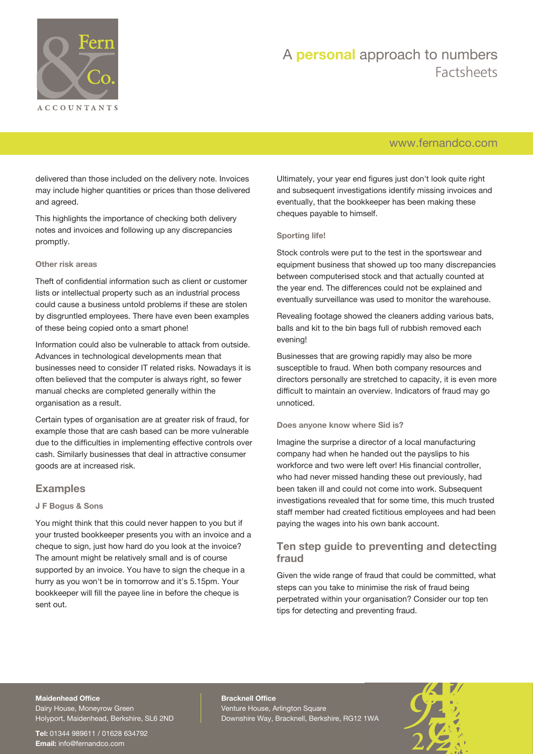delivered than those included on the delivery note. Invoices may include higher quantities or prices than those delivered and agreed.

This highlights the importance of checking both delivery notes and invoices and following up any discrepancies promptly.

#### Other risk areas

Theft of confidential information such as client or customer lists or intellectual property such as an industrial process could cause a business untold problems if these are stolen by disgruntled employees. There have even been examples of these being copied onto a smart phone!

Information could also be vulnerable to attack from outside. Advances in technological developments mean that businesses need to consider IT related risks. Nowadays it is often believed that the computer is always right, so fewer manual checks are completed generally within the organisation as a result.

Certain types of organisation are at greater risk of fraud, for example those that are cash based can be more vulnerable due to the difficulties in implementing effective controls over cash. Similarly businesses that deal in attractive consumer goods are at increased risk.

## Examples

#### J F Bogus & Sons

You might think that this could never happen to you but if your trusted bookkeeper presents you with an invoice and a cheque to sign, just how hard do you look at the invoice? The amount might be relatively small and is of course supported by an invoice. You have to sign the cheque in a hurry as you won't be in tomorrow and it's 5.15pm. Your bookkeeper will fill the payee line in before the cheque is sent out.

Ultimately, your year end figures just don't look quite right and subsequent investigations identify missing invoices and eventually, that the bookkeeper has been making these cheques payable to himself.

#### Sporting life!

Stock controls were put to the test in the sportswear and equipment business that showed up too many discrepancies between computerised stock and that actually counted at the year end. The differences could not be explained and eventually surveillance was used to monitor the warehouse.

Revealing footage showed the cleaners adding various bats, balls and kit to the bin bags full of rubbish removed each evening!

Businesses that are growing rapidly may also be more susceptible to fraud. When both company resources and directors personally are stretched to capacity, it is even more difficult to maintain an overview. Indicators of fraud may go unnoticed.

#### Does anyone know where Sid is?

Imagine the surprise a director of a local manufacturing company had when he handed out the payslips to his workforce and two were left over! His financial controller, who had never missed handing these out previously, had been taken ill and could not come into work. Subsequent investigations revealed that for some time, this much trusted staff member had created fictitious employees and had been paying the wages into his own bank account.

## Ten step guide to preventing and detecting fraud

Given the wide range of fraud that could be committed, what steps can you take to minimise the risk of fraud being perpetrated within your organisation? Consider our top ten tips for detecting and preventing fraud.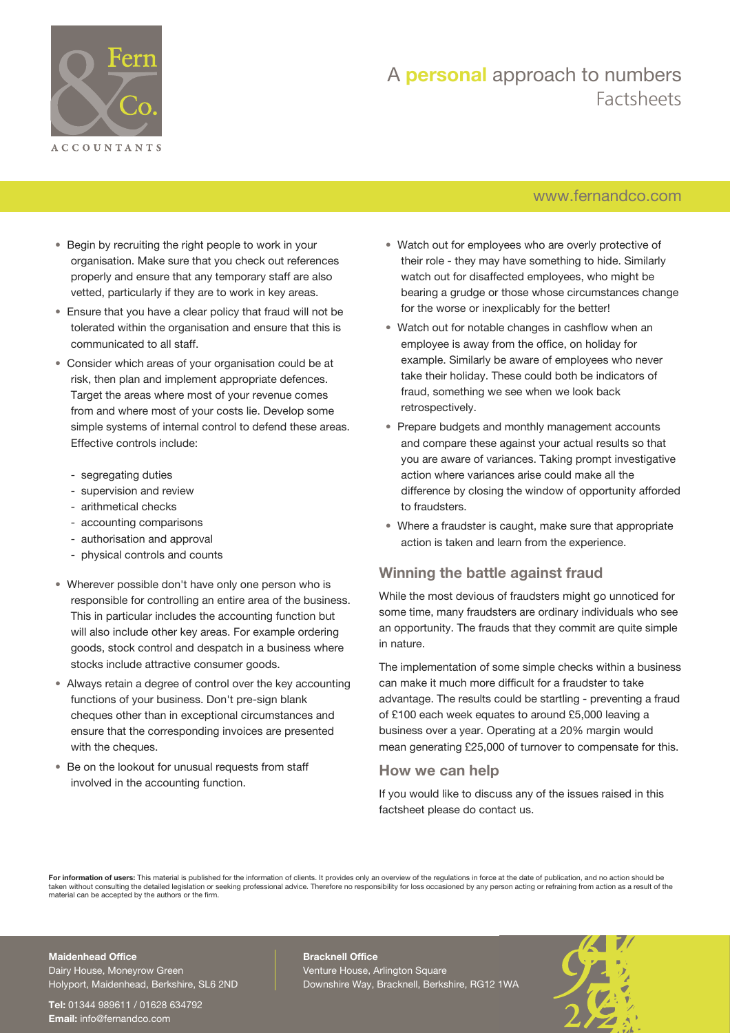- Begin by recruiting the right people to work in your organisation. Make sure that you check out references properly and ensure that any temporary staff are also vetted, particularly if they are to work in key areas.
- Ensure that you have a clear policy that fraud will not be tolerated within the organisation and ensure that this is communicated to all staff.
- Consider which areas of your organisation could be at risk, then plan and implement appropriate defences. Target the areas where most of your revenue comes from and where most of your costs lie. Develop some simple systems of internal control to defend these areas. Effective controls include:
  - segregating duties
  - supervision and review
  - arithmetical checks
  - accounting comparisons
  - authorisation and approval
  - physical controls and counts
- Wherever possible don't have only one person who is responsible for controlling an entire area of the business. This in particular includes the accounting function but will also include other key areas. For example ordering goods, stock control and despatch in a business where stocks include attractive consumer goods.
- Always retain a degree of control over the key accounting functions of your business. Don't pre-sign blank cheques other than in exceptional circumstances and ensure that the corresponding invoices are presented with the cheques.
- Be on the lookout for unusual requests from staff involved in the accounting function.
- Watch out for employees who are overly protective of their role - they may have something to hide. Similarly watch out for disaffected employees, who might be bearing a grudge or those whose circumstances change for the worse or inexplicably for the better!
- Watch out for notable changes in cashflow when an employee is away from the office, on holiday for example. Similarly be aware of employees who never take their holiday. These could both be indicators of fraud, something we see when we look back retrospectively.
- Prepare budgets and monthly management accounts and compare these against your actual results so that you are aware of variances. Taking prompt investigative action where variances arise could make all the difference by closing the window of opportunity afforded to fraudsters.
- Where a fraudster is caught, make sure that appropriate action is taken and learn from the experience.

## Winning the battle against fraud

While the most devious of fraudsters might go unnoticed for some time, many fraudsters are ordinary individuals who see an opportunity. The frauds that they commit are quite simple in nature.

The implementation of some simple checks within a business can make it much more difficult for a fraudster to take advantage. The results could be startling - preventing a fraud of £100 each week equates to around £5,000 leaving a business over a year. Operating at a 20% margin would mean generating £25,000 of turnover to compensate for this.

## How we can help

If you would like to discuss any of the issues raised in this factsheet please do contact us.

**For information of users:** This material is published for the information of clients. It provides only an overview of the regulations in force at the date of publication, and no action should be taken without consulting the detailed legislation or seeking professional advice. Therefore no responsibility for loss occasioned by any person acting or refraining from action as a result of the material can be accepted by the authors or the firm.